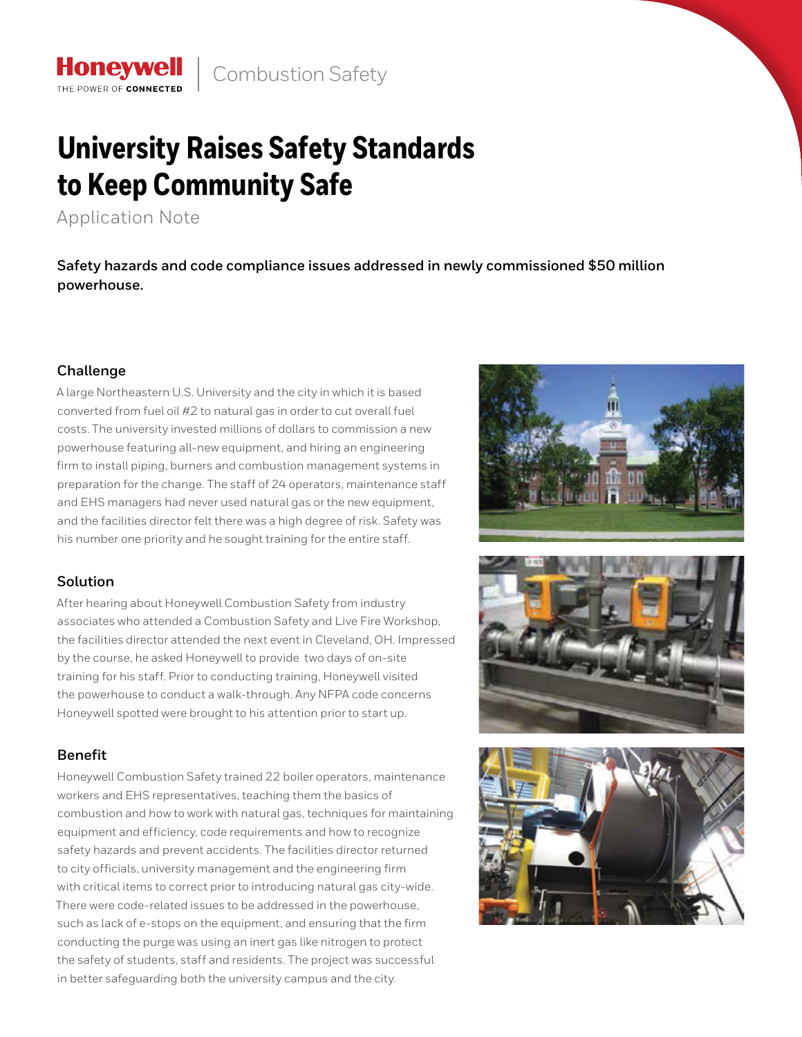Honeywell | Combustion Safety

# University Raises Safety Standards to Keep Community Safe

Application Note

**Safety hazards and code compliance issues addressed in newly commissioned $50 million powerhouse.**

## Challenge

A large Northeastern U.S. University and the city in which it is based converted from fuel oil #2 to natural gas in order to cut overall fuel costs. The university invested millions of dollars to commission a new powerhouse featuring all-new equipment, and hiring an engineering firm to install piping, burners and combustion management systems in preparation for the change. The staff of 24 operators, maintenance staff and EHS managers had never used natural gas or the new equipment, and the facilities director felt there was a high degree of risk. Safety was his number one priority and he sought training for the entire staff.

## Solution

After hearing about Honeywell Combustion Safety from industry associates who attended a Combustion Safety and Live Fire Workshop, the facilities director attended the next event in Cleveland, OH. Impressed by the course, he asked Honeywell to provide two days of on-site training for his staff. Prior to conducting training, Honeywell visited the powerhouse to conduct a walk-through. Any NFPA code concerns Honeywell spotted were brought to his attention prior to start up.

## Benefit

Honeywell Combustion Safety trained 22 boiler operators, maintenance workers and EHS representatives, teaching them the basics of combustion and how to work with natural gas, techniques for maintaining equipment and efficiency, code requirements and how to recognize safety hazards and prevent accidents. The facilities director returned to city officials, university management and the engineering firm with critical items to correct prior to introducing natural gas city-wide. There were code-related issues to be addressed in the powerhouse, such as lack of e-stops on the equipment, and ensuring that the firm conducting the purge was using an inert gas like nitrogen to protect the safety of students, staff and residents. The project was successful in better safeguarding both the university campus and the city.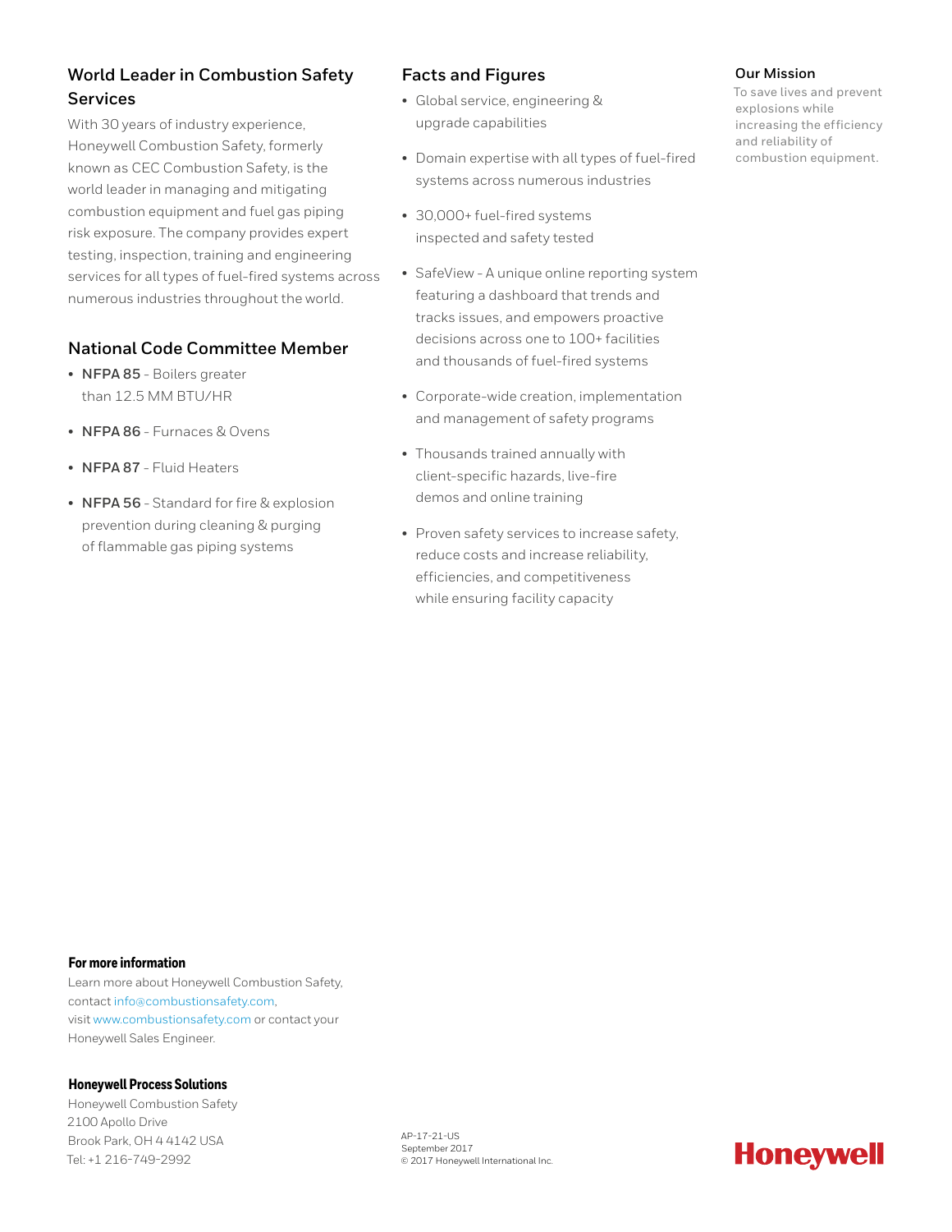## World Leader in Combustion Safety Services

With 30 years of industry experience, Honeywell Combustion Safety, formerly known as CEC Combustion Safety, is the world leader in managing and mitigating combustion equipment and fuel gas piping risk exposure. The company provides expert testing, inspection, training and engineering services for all types of fuel-fired systems across numerous industries throughout the world.

## National Code Committee Member

- **NFPA 85** - Boilers greater than 12.5 MM BTU/HR
- **NFPA 86** - Furnaces & Ovens
- **NFPA 87** - Fluid Heaters
- **NFPA 56** - Standard for fire & explosion prevention during cleaning & purging of flammable gas piping systems

## Facts and Figures

- Global service, engineering & upgrade capabilities
- Domain expertise with all types of fuel-fired systems across numerous industries
- 30,000+ fuel-fired systems inspected and safety tested
- SafeView - A unique online reporting system featuring a dashboard that trends and tracks issues, and empowers proactive decisions across one to 100+ facilities and thousands of fuel-fired systems
- Corporate-wide creation, implementation and management of safety programs
- Thousands trained annually with client-specific hazards, live-fire demos and online training
- Proven safety services to increase safety, reduce costs and increase reliability, efficiencies, and competitiveness while ensuring facility capacity

## Our Mission

To save lives and prevent explosions while increasing the efficiency and reliability of combustion equipment.

**For more information**

Learn more about Honeywell Combustion Safety, contact info@combustionsafety.com, visit www.combustionsafety.com or contact your Honeywell Sales Engineer.

**Honeywell Process Solutions**

Honeywell Combustion Safety
2100 Apollo Drive
Brook Park, OH 4 4142 USA
Tel: +1 216-749-2992

AP-17-21-US
September 2017
© 2017 Honeywell International Inc.

Honeywell